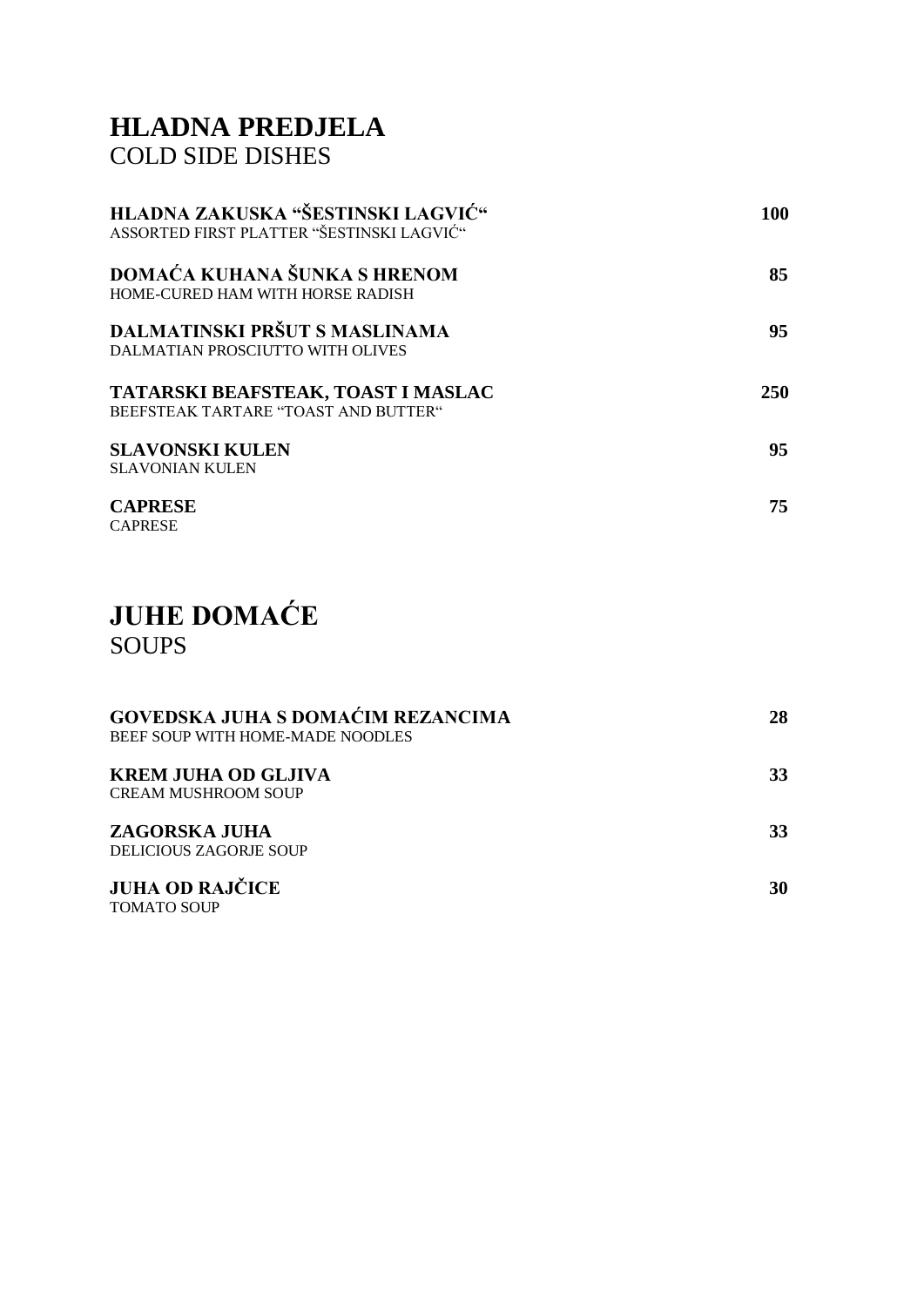# HLADNA PREDJELA
COLD SIDE DISHES

| | |
|---|---|
| **HLADNA ZAKUSKA "ŠESTINSKI LAGVIĆ"**<br>ASSORTED FIRST PLATTER "ŠESTINSKI LAGVIĆ" | **100** |
| **DOMAĆA KUHANA ŠUNKA S HRENOM**<br>HOME-CURED HAM WITH HORSE RADISH | **85** |
| **DALMATINSKI PRŠUT S MASLINAMA**<br>DALMATIAN PROSCIUTTO WITH OLIVES | **95** |
| **TATARSKI BEAFSTEAK, TOAST I MASLAC**<br>BEEFSTEAK TARTARE "TOAST AND BUTTER" | **250** |
| **SLAVONSKI KULEN**<br>SLAVONIAN KULEN | **95** |
| **CAPRESE**<br>CAPRESE | **75** |

# JUHE DOMAĆE
SOUPS

| | |
|---|---|
| **GOVEDSKA JUHA S DOMAĆIM REZANCIMA**<br>BEEF SOUP WITH HOME-MADE NOODLES | **28** |
| **KREM JUHA OD GLJIVA**<br>CREAM MUSHROOM SOUP | **33** |
| **ZAGORSKA JUHA**<br>DELICIOUS ZAGORJE SOUP | **33** |
| **JUHA OD RAJČICE**<br>TOMATO SOUP | **30** |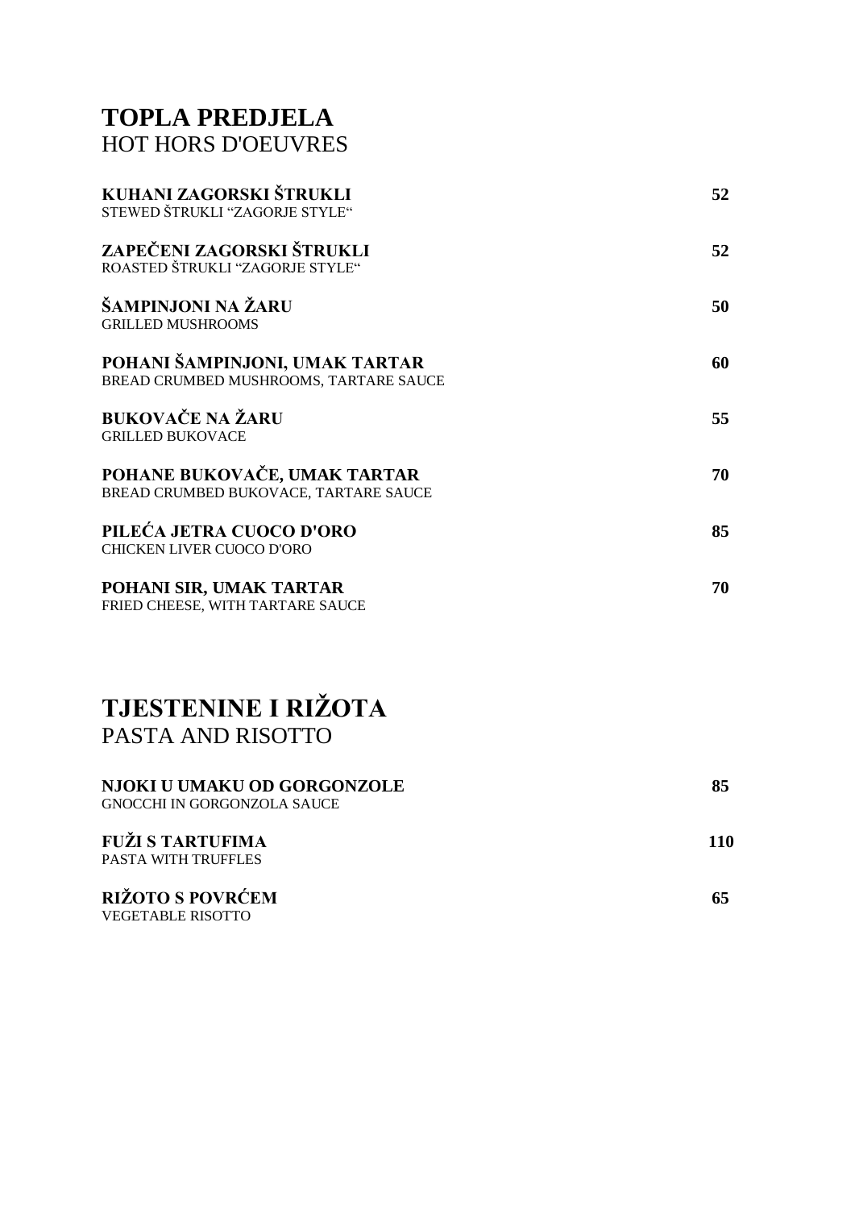# TOPLA PREDJELA
## HOT HORS D'OEUVRES

| | |
|---|---|
| **KUHANI ZAGORSKI ŠTRUKLI**<br>STEWED ŠTRUKLI "ZAGORJE STYLE" | **52** |
| **ZAPEČENI ZAGORSKI ŠTRUKLI**<br>ROASTED ŠTRUKLI "ZAGORJE STYLE" | **52** |
| **ŠAMPINJONI NA ŽARU**<br>GRILLED MUSHROOMS | **50** |
| **POHANI ŠAMPINJONI, UMAK TARTAR**<br>BREAD CRUMBED MUSHROOMS, TARTARE SAUCE | **60** |
| **BUKOVAČE NA ŽARU**<br>GRILLED BUKOVACE | **55** |
| **POHANE BUKOVAČE, UMAK TARTAR**<br>BREAD CRUMBED BUKOVACE, TARTARE SAUCE | **70** |
| **PILEĆA JETRA CUOCO D'ORO**<br>CHICKEN LIVER CUOCO D'ORO | **85** |
| **POHANI SIR, UMAK TARTAR**<br>FRIED CHEESE, WITH TARTARE SAUCE | **70** |

# TJESTENINE I RIŽOTA
## PASTA AND RISOTTO

| | |
|---|---|
| **NJOKI U UMAKU OD GORGONZOLE**<br>GNOCCHI IN GORGONZOLA SAUCE | **85** |
| **FUŽI S TARTUFIMA**<br>PASTA WITH TRUFFLES | **110** |
| **RIŽOTO S POVRĆEM**<br>VEGETABLE RISOTTO | **65** |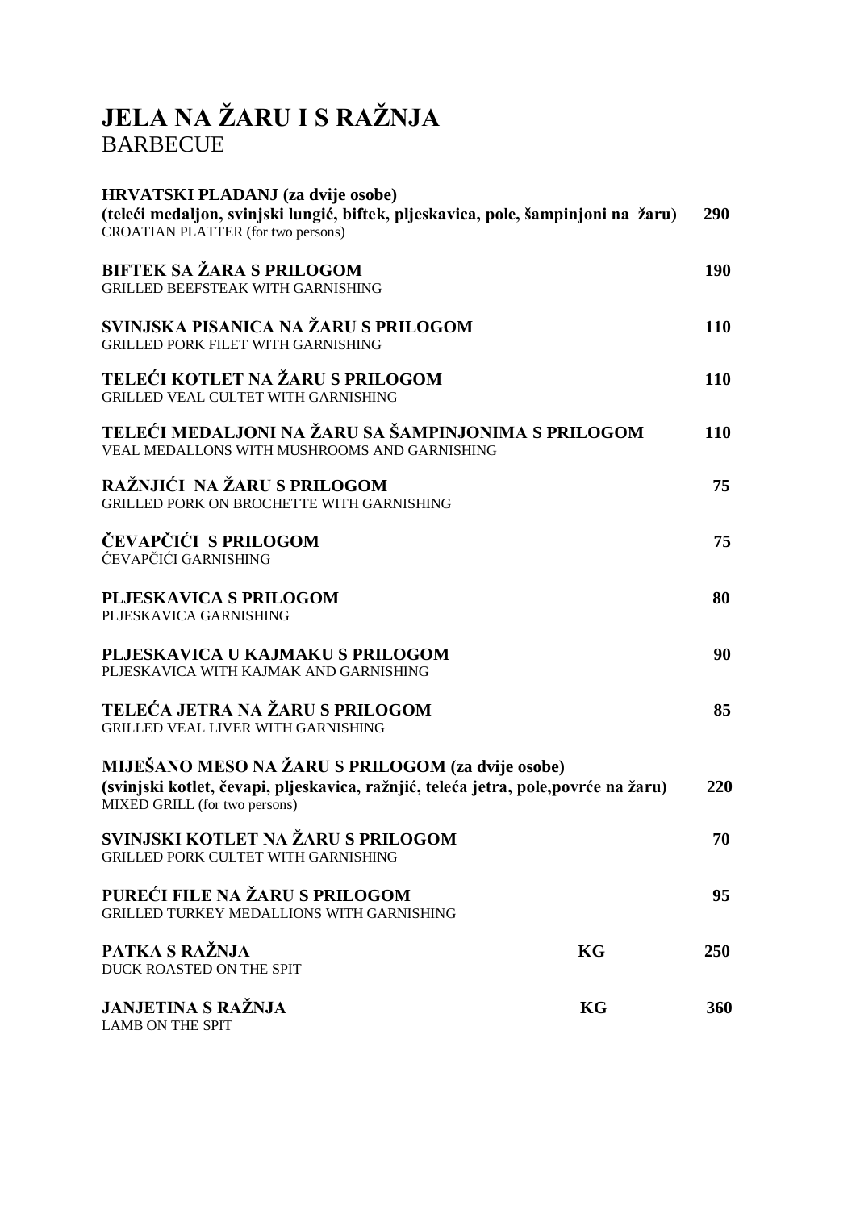# JELA NA ŽARU I S RAŽNJA
BARBECUE

| | | |
|---|---|---|
| **HRVATSKI PLADANJ (za dvije osobe)**<br>**(teleći medaljon, svinjski lungić, biftek, pljeskavica, pole, šampinjoni na žaru)**<br>CROATIAN PLATTER (for two persons) | | **290** |
| **BIFTEK SA ŽARA S PRILOGOM**<br>GRILLED BEEFSTEAK WITH GARNISHING | | **190** |
| **SVINJSKA PISANICA NA ŽARU S PRILOGOM**<br>GRILLED PORK FILET WITH GARNISHING | | **110** |
| **TELEĆI KOTLET NA ŽARU S PRILOGOM**<br>GRILLED VEAL CULTET WITH GARNISHING | | **110** |
| **TELEĆI MEDALJONI NA ŽARU SA ŠAMPINJONIMA S PRILOGOM**<br>VEAL MEDALLONS WITH MUSHROOMS AND GARNISHING | | **110** |
| **RAŽNJIĆI NA ŽARU S PRILOGOM**<br>GRILLED PORK ON BROCHETTE WITH GARNISHING | | **75** |
| **ČEVAPČIĆI S PRILOGOM**<br>ĆEVAPČIĆI GARNISHING | | **75** |
| **PLJESKAVICA S PRILOGOM**<br>PLJESKAVICA GARNISHING | | **80** |
| **PLJESKAVICA U KAJMAKU S PRILOGOM**<br>PLJESKAVICA WITH KAJMAK AND GARNISHING | | **90** |
| **TELEĆA JETRA NA ŽARU S PRILOGOM**<br>GRILLED VEAL LIVER WITH GARNISHING | | **85** |
| **MIJEŠANO MESO NA ŽARU S PRILOGOM (za dvije osobe)**<br>**(svinjski kotlet, čevapi, pljeskavica, ražnjić, teleća jetra, pole,povrće na žaru)**<br>MIXED GRILL (for two persons) | | **220** |
| **SVINJSKI KOTLET NA ŽARU S PRILOGOM**<br>GRILLED PORK CULTET WITH GARNISHING | | **70** |
| **PUREĆI FILE NA ŽARU S PRILOGOM**<br>GRILLED TURKEY MEDALLIONS WITH GARNISHING | | **95** |
| **PATKA S RAŽNJA**<br>DUCK ROASTED ON THE SPIT | **KG** | **250** |
| **JANJETINA S RAŽNJA**<br>LAMB ON THE SPIT | **KG** | **360** |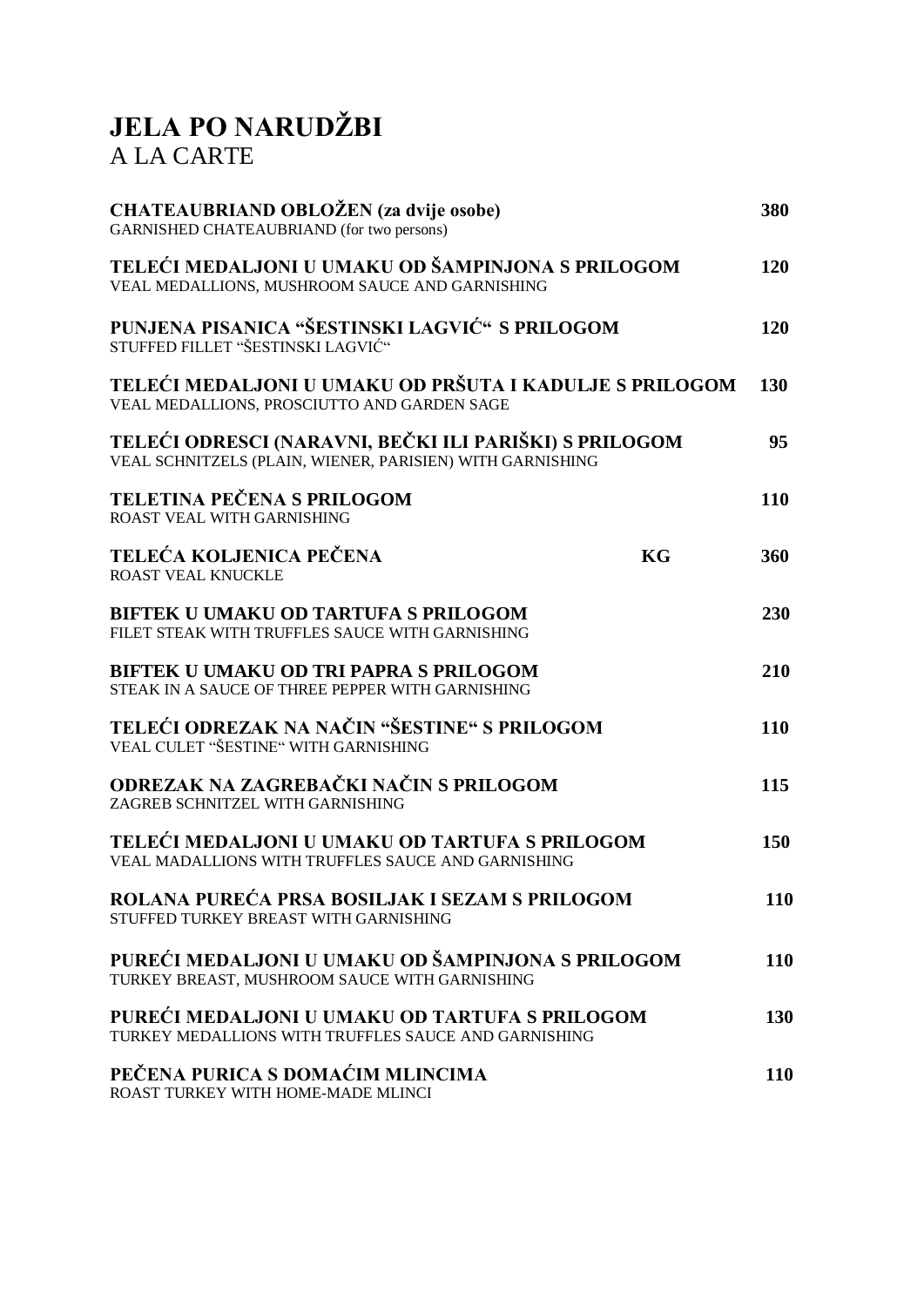# JELA PO NARUDŽBI
A LA CARTE

| | | |
|---|---|---|
| **CHATEAUBRIAND OBLOŽEN (za dvije osobe)**<br>GARNISHED CHATEAUBRIAND (for two persons) | | **380** |
| **TELEĆI MEDALJONI U UMAKU OD ŠAMPINJONA S PRILOGOM**<br>VEAL MEDALLIONS, MUSHROOM SAUCE AND GARNISHING | | **120** |
| **PUNJENA PISANICA "ŠESTINSKI LAGVIĆ" S PRILOGOM**<br>STUFFED FILLET "ŠESTINSKI LAGVIĆ" | | **120** |
| **TELEĆI MEDALJONI U UMAKU OD PRŠUTA I KADULJE S PRILOGOM**<br>VEAL MEDALLIONS, PROSCIUTTO AND GARDEN SAGE | | **130** |
| **TELEĆI ODRESCI (NARAVNI, BEČKI ILI PARIŠKI) S PRILOGOM**<br>VEAL SCHNITZELS (PLAIN, WIENER, PARISIEN) WITH GARNISHING | | **95** |
| **TELETINA PEČENA S PRILOGOM**<br>ROAST VEAL WITH GARNISHING | | **110** |
| **TELEĆA KOLJENICA PEČENA**<br>ROAST VEAL KNUCKLE | **KG** | **360** |
| **BIFTEK U UMAKU OD TARTUFA S PRILOGOM**<br>FILET STEAK WITH TRUFFLES SAUCE WITH GARNISHING | | **230** |
| **BIFTEK U UMAKU OD TRI PAPRA S PRILOGOM**<br>STEAK IN A SAUCE OF THREE PEPPER WITH GARNISHING | | **210** |
| **TELEĆI ODREZAK NA NAČIN "ŠESTINE" S PRILOGOM**<br>VEAL CULET "ŠESTINE" WITH GARNISHING | | **110** |
| **ODREZAK NA ZAGREBAČKI NAČIN S PRILOGOM**<br>ZAGREB SCHNITZEL WITH GARNISHING | | **115** |
| **TELEĆI MEDALJONI U UMAKU OD TARTUFA S PRILOGOM**<br>VEAL MADALLIONS WITH TRUFFLES SAUCE AND GARNISHING | | **150** |
| **ROLANA PUREĆA PRSA BOSILJAK I SEZAM S PRILOGOM**<br>STUFFED TURKEY BREAST WITH GARNISHING | | **110** |
| **PUREĆI MEDALJONI U UMAKU OD ŠAMPINJONA S PRILOGOM**<br>TURKEY BREAST, MUSHROOM SAUCE WITH GARNISHING | | **110** |
| **PUREĆI MEDALJONI U UMAKU OD TARTUFA S PRILOGOM**<br>TURKEY MEDALLIONS WITH TRUFFLES SAUCE AND GARNISHING | | **130** |
| **PEČENA PURICA S DOMAĆIM MLINCIMA**<br>ROAST TURKEY WITH HOME-MADE MLINCI | | **110** |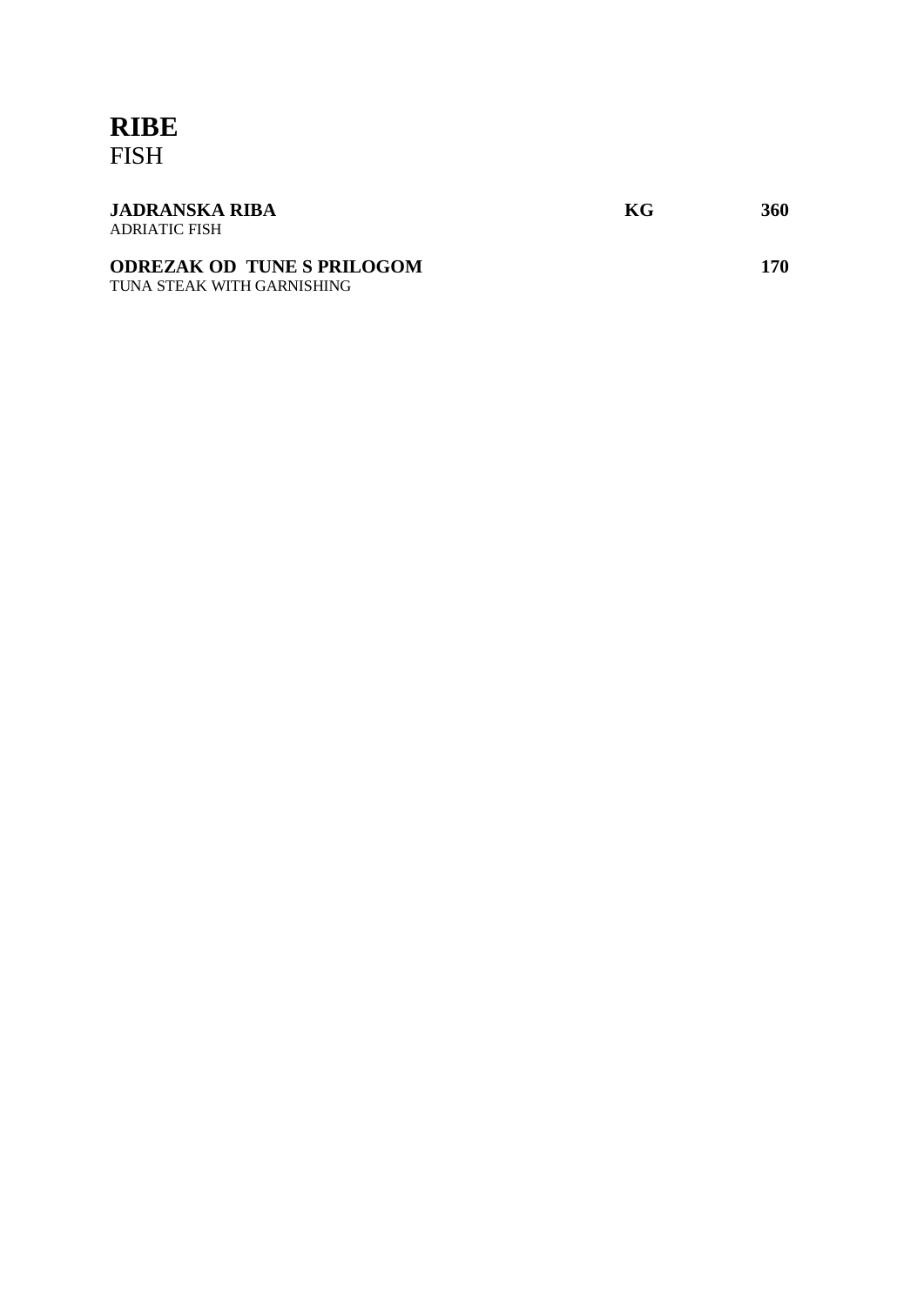# RIBE
FISH

| | | |
|---|---|---|
| **JADRANSKA RIBA**<br>ADRIATIC FISH | **KG** | **360** |
| **ODREZAK OD TUNE S PRILOGOM**<br>TUNA STEAK WITH GARNISHING | | **170** |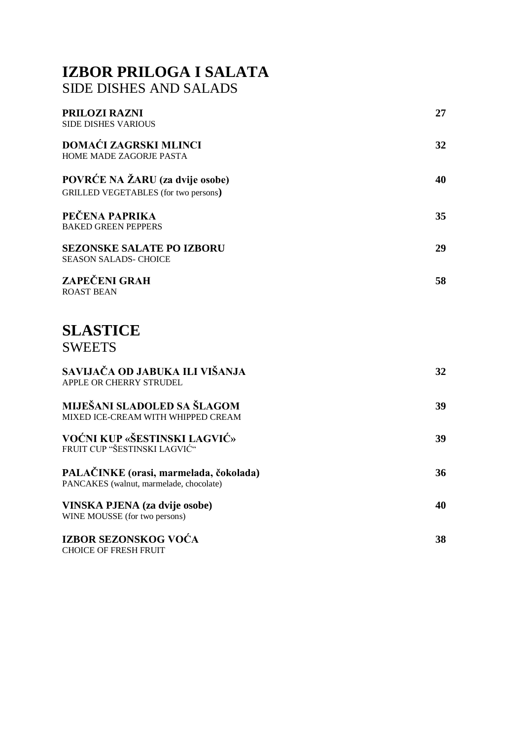# IZBOR PRILOGA I SALATA
SIDE DISHES AND SALADS

| | |
|---|---|
| **PRILOZI RAZNI**<br>SIDE DISHES VARIOUS | **27** |
| **DOMAĆI ZAGRSKI MLINCI**<br>HOME MADE ZAGORJE PASTA | **32** |
| **POVRĆE NA ŽARU (za dvije osobe)**<br>GRILLED VEGETABLES (for two persons**)** | **40** |
| **PEČENA PAPRIKA**<br>BAKED GREEN PEPPERS | **35** |
| **SEZONSKE SALATE PO IZBORU**<br>SEASON SALADS- CHOICE | **29** |
| **ZAPEČENI GRAH**<br>ROAST BEAN | **58** |

# SLASTICE
SWEETS

| | |
|---|---|
| **SAVIJAČA OD JABUKA ILI VIŠANJA**<br>APPLE OR CHERRY STRUDEL | **32** |
| **MIJEŠANI SLADOLED SA ŠLAGOM**<br>MIXED ICE-CREAM WITH WHIPPED CREAM | **39** |
| **VOĆNI KUP «ŠESTINSKI LAGVIĆ»**<br>FRUIT CUP "ŠESTINSKI LAGVIĆ" | **39** |
| **PALAČINKE (orasi, marmelada, čokolada)**<br>PANCAKES (walnut, marmelade, chocolate) | **36** |
| **VINSKA PJENA (za dvije osobe)**<br>WINE MOUSSE (for two persons) | **40** |
| **IZBOR SEZONSKOG VOĆA**<br>CHOICE OF FRESH FRUIT | **38** |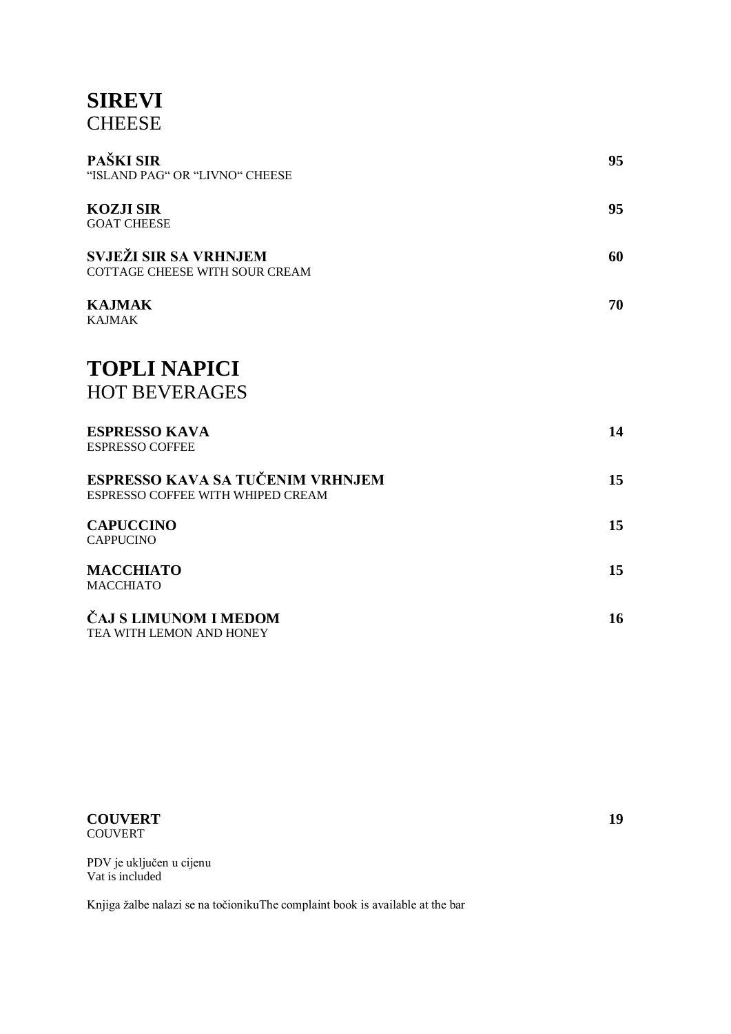# SIREVI
CHEESE

**PAŠKI SIR** **95**
"ISLAND PAG" OR "LIVNO" CHEESE

**KOZJI SIR** **95**
GOAT CHEESE

**SVJEŽI SIR SA VRHNJEM** **60**
COTTAGE CHEESE WITH SOUR CREAM

**KAJMAK** **70**
KAJMAK

# TOPLI NAPICI
HOT BEVERAGES

**ESPRESSO KAVA** **14**
ESPRESSO COFFEE

**ESPRESSO KAVA SA TUČENIM VRHNJEM** **15**
ESPRESSO COFFEE WITH WHIPED CREAM

**CAPUCCINO** **15**
CAPPUCINO

**MACCHIATO** **15**
MACCHIATO

**ČAJ S LIMUNOM I MEDOM** **16**
TEA WITH LEMON AND HONEY

**COUVERT** **19**
COUVERT

PDV je uključen u cijenu
Vat is included

Knjiga žalbe nalazi se na točionikuThe complaint book is available at the bar